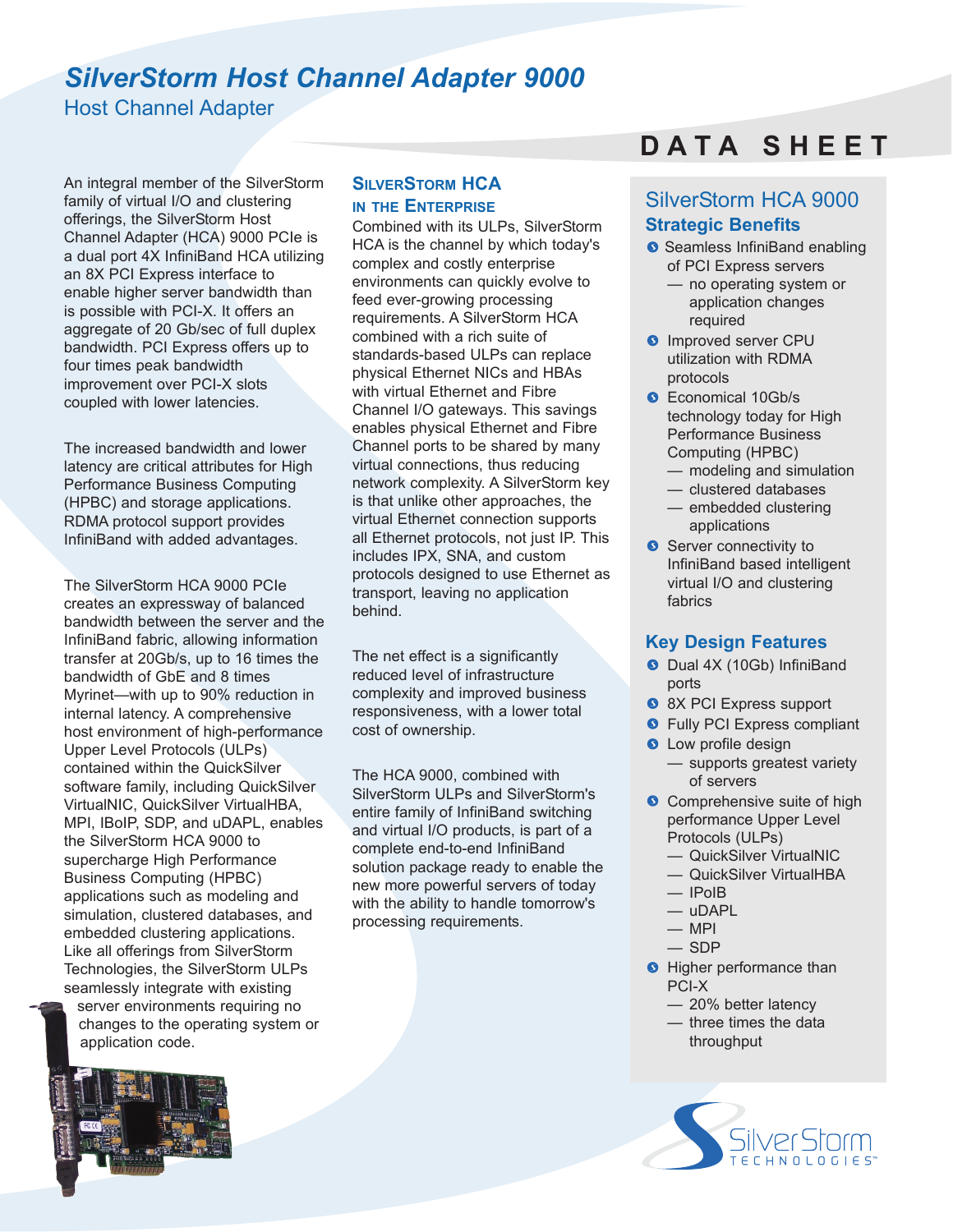# SilverStorm Host Channel Adapter 9000

Host Channel Adapter

**DATA SHEET**

An integral member of the SilverStorm family of virtual I/O and clustering offerings, the SilverStorm Host Channel Adapter (HCA) 9000 PCIe is a dual port 4X InfiniBand HCA utilizing an 8X PCI Express interface to enable higher server bandwidth than is possible with PCI-X. It offers an aggregate of 20 Gb/sec of full duplex bandwidth. PCI Express offers up to four times peak bandwidth improvement over PCI-X slots coupled with lower latencies.

The increased bandwidth and lower latency are critical attributes for High Performance Business Computing (HPBC) and storage applications. RDMA protocol support provides InfiniBand with added advantages.

The SilverStorm HCA 9000 PCIe creates an expressway of balanced bandwidth between the server and the InfiniBand fabric, allowing information transfer at 20Gb/s, up to 16 times the bandwidth of GbE and 8 times Myrinet—with up to 90% reduction in internal latency. A comprehensive host environment of high-performance Upper Level Protocols (ULPs) contained within the QuickSilver software family, including QuickSilver VirtualNIC, QuickSilver VirtualHBA, MPI, IBoIP, SDP, and uDAPL, enables the SilverStorm HCA 9000 to supercharge High Performance Business Computing (HPBC) applications such as modeling and simulation, clustered databases, and embedded clustering applications. Like all offerings from SilverStorm Technologies, the SilverStorm ULPs seamlessly integrate with existing server environments requiring no changes to the operating system or application code.

## SilverStorm HCA in the Enterprise

Combined with its ULPs, SilverStorm HCA is the channel by which today's complex and costly enterprise environments can quickly evolve to feed ever-growing processing requirements. A SilverStorm HCA combined with a rich suite of standards-based ULPs can replace physical Ethernet NICs and HBAs with virtual Ethernet and Fibre Channel I/O gateways. This savings enables physical Ethernet and Fibre Channel ports to be shared by many virtual connections, thus reducing network complexity. A SilverStorm key is that unlike other approaches, the virtual Ethernet connection supports all Ethernet protocols, not just IP. This includes IPX, SNA, and custom protocols designed to use Ethernet as transport, leaving no application behind.

The net effect is a significantly reduced level of infrastructure complexity and improved business responsiveness, with a lower total cost of ownership.

The HCA 9000, combined with SilverStorm ULPs and SilverStorm's entire family of InfiniBand switching and virtual I/O products, is part of a complete end-to-end InfiniBand solution package ready to enable the new more powerful servers of today with the ability to handle tomorrow's processing requirements.

## SilverStorm HCA 9000 Strategic Benefits

- Seamless InfiniBand enabling of PCI Express servers
  - no operating system or application changes required
- Improved server CPU utilization with RDMA protocols
- Economical 10Gb/s technology today for High Performance Business Computing (HPBC)
  - modeling and simulation
  - clustered databases
  - embedded clustering applications
- Server connectivity to InfiniBand based intelligent virtual I/O and clustering fabrics

## Key Design Features

- Dual 4X (10Gb) InfiniBand ports
- 8X PCI Express support
- Fully PCI Express compliant
- Low profile design
  - supports greatest variety of servers
- Comprehensive suite of high performance Upper Level Protocols (ULPs)
  - QuickSilver VirtualNIC
  - QuickSilver VirtualHBA
  - IPoIB
  - uDAPL
  - MPI
  - SDP
- Higher performance than PCI-X
  - 20% better latency
  - three times the data throughput

SilverStorm TECHNOLOGIES™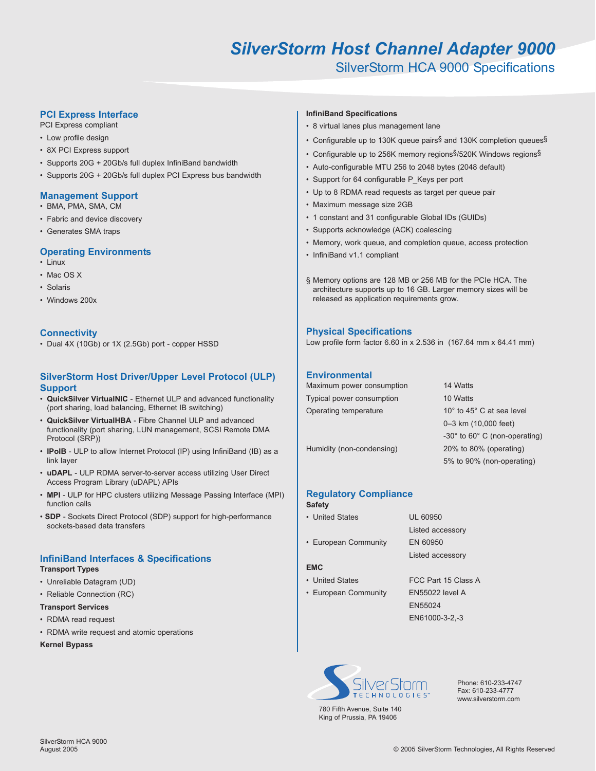# *SilverStorm Host Channel Adapter 9000*

## SilverStorm HCA 9000 Specifications

### PCI Express Interface

PCI Express compliant

- Low profile design
- 8X PCI Express support
- Supports 20G + 20Gb/s full duplex InfiniBand bandwidth
- Supports 20G + 20Gb/s full duplex PCI Express bus bandwidth

### Management Support

- BMA, PMA, SMA, CM
- Fabric and device discovery
- Generates SMA traps

### Operating Environments

- Linux
- Mac OS X
- Solaris
- Windows 200x

### Connectivity

- Dual 4X (10Gb) or 1X (2.5Gb) port - copper HSSD

### SilverStorm Host Driver/Upper Level Protocol (ULP) Support

- **QuickSilver VirtualNIC** - Ethernet ULP and advanced functionality (port sharing, load balancing, Ethernet IB switching)
- **QuickSilver VirtualHBA** - Fibre Channel ULP and advanced functionality (port sharing, LUN management, SCSI Remote DMA Protocol (SRP))
- **IPoIB** - ULP to allow Internet Protocol (IP) using InfiniBand (IB) as a link layer
- **uDAPL** - ULP RDMA server-to-server access utilizing User Direct Access Program Library (uDAPL) APIs
- **MPI** - ULP for HPC clusters utilizing Message Passing Interface (MPI) function calls
- **SDP** - Sockets Direct Protocol (SDP) support for high-performance sockets-based data transfers

### InfiniBand Interfaces & Specifications

**Transport Types**

- Unreliable Datagram (UD)
- Reliable Connection (RC)

**Transport Services**

- RDMA read request
- RDMA write request and atomic operations

**Kernel Bypass**

**InfiniBand Specifications**

- 8 virtual lanes plus management lane
- Configurable up to 130K queue pairs§ and 130K completion queues§
- Configurable up to 256K memory regions§/520K Windows regions§
- Auto-configurable MTU 256 to 2048 bytes (2048 default)
- Support for 64 configurable P_Keys per port
- Up to 8 RDMA read requests as target per queue pair
- Maximum message size 2GB
- 1 constant and 31 configurable Global IDs (GUIDs)
- Supports acknowledge (ACK) coalescing
- Memory, work queue, and completion queue, access protection
- InfiniBand v1.1 compliant

§ Memory options are 128 MB or 256 MB for the PCIe HCA. The architecture supports up to 16 GB. Larger memory sizes will be released as application requirements grow.

### Physical Specifications

Low profile form factor 6.60 in x 2.536 in (167.64 mm x 64.41 mm)

### Environmental

| | |
|---|---|
| Maximum power consumption | 14 Watts |
| Typical power consumption | 10 Watts |
| Operating temperature | 10° to 45° C at sea level |
| | 0–3 km (10,000 feet) |
| | -30° to 60° C (non-operating) |
| Humidity (non-condensing) | 20% to 80% (operating) |
| | 5% to 90% (non-operating) |

### Regulatory Compliance

**Safety**

| | |
|---|---|
| • United States | UL 60950 |
| | Listed accessory |
| • European Community | EN 60950 |
| | Listed accessory |

**EMC**

| | |
|---|---|
| • United States | FCC Part 15 Class A |
| • European Community | EN55022 level A |
| | EN55024 |
| | EN61000-3-2,-3 |

SilverStorm TECHNOLOGIES™

780 Fifth Avenue, Suite 140
King of Prussia, PA 19406

Phone: 610-233-4747
Fax: 610-233-4777
www.silverstorm.com

SilverStorm HCA 9000
August 2005

© 2005 SilverStorm Technologies, All Rights Reserved